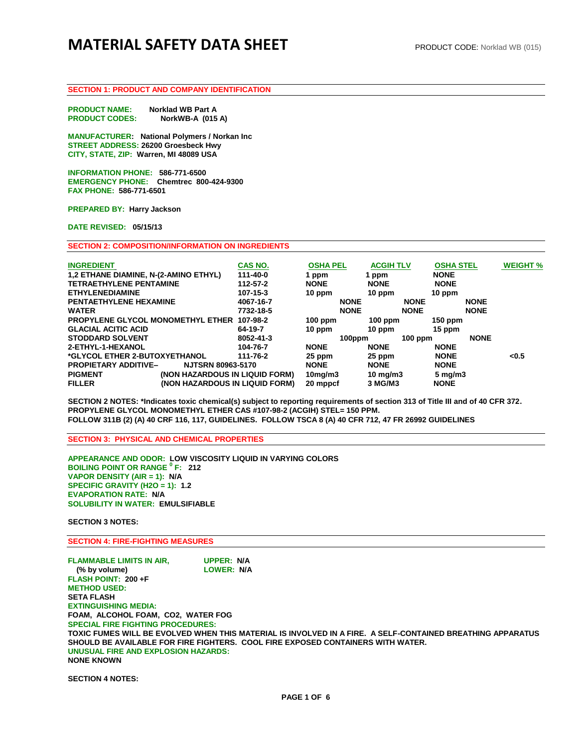# MATERIAL SAFETY DATA SHEET

PRODUCT CODE: Norklad WB (015)

## SECTION 1: PRODUCT AND COMPANY IDENTIFICATION

**PRODUCT NAME:** Norklad WB Part A
**PRODUCT CODES:** NorkWB-A (015 A)

**MANUFACTURER:** National Polymers / Norkan Inc
**STREET ADDRESS:** 26200 Groesbeck Hwy
**CITY, STATE, ZIP:** Warren, MI 48089 USA

**INFORMATION PHONE:** 586-771-6500
**EMERGENCY PHONE:** Chemtrec 800-424-9300
**FAX PHONE:** 586-771-6501

**PREPARED BY:** Harry Jackson

**DATE REVISED:** 05/15/13

## SECTION 2: COMPOSITION/INFORMATION ON INGREDIENTS

| INGREDIENT | CAS NO. | OSHA PEL | ACGIH TLV | OSHA STEL | WEIGHT % |
|---|---|---|---|---|---|
| 1,2 ETHANE DIAMINE, N-(2-AMINO ETHYL) | 111-40-0 | 1 ppm | 1 ppm | NONE | |
| TETRAETHYLENE PENTAMINE | 112-57-2 | NONE | NONE | NONE | |
| ETHYLENEDIAMINE | 107-15-3 | 10 ppm | 10 ppm | 10 ppm | |
| PENTAETHYLENE HEXAMINE | 4067-16-7 | NONE | NONE | NONE | |
| WATER | 7732-18-5 | NONE | NONE | NONE | |
| PROPYLENE GLYCOL MONOMETHYL ETHER | 107-98-2 | 100 ppm | 100 ppm | 150 ppm | |
| GLACIAL ACITIC ACID | 64-19-7 | 10 ppm | 10 ppm | 15 ppm | |
| STODDARD SOLVENT | 8052-41-3 | 100ppm | 100 ppm | NONE | |
| 2-ETHYL-1-HEXANOL | 104-76-7 | NONE | NONE | NONE | |
| *GLYCOL ETHER 2-BUTOXYETHANOL | 111-76-2 | 25 ppm | 25 ppm | NONE | <0.5 |
| PROPIETARY ADDITIVE– | NJTSRN 80963-5170 | NONE | NONE | NONE | |
| PIGMENT | (NON HAZARDOUS IN LIQUID FORM) | 10mg/m3 | 10 mg/m3 | 5 mg/m3 | |
| FILLER | (NON HAZARDOUS IN LIQUID FORM) | 20 mppcf | 3 MG/M3 | NONE | |

**SECTION 2 NOTES: *Indicates toxic chemical(s) subject to reporting requirements of section 313 of Title III and of 40 CFR 372. PROPYLENE GLYCOL MONOMETHYL ETHER CAS #107-98-2 (ACGIH) STEL= 150 PPM. FOLLOW 311B (2) (A) 40 CRF 116, 117, GUIDELINES. FOLLOW TSCA 8 (A) 40 CFR 712, 47 FR 26992 GUIDELINES**

## SECTION 3: PHYSICAL AND CHEMICAL PROPERTIES

**APPEARANCE AND ODOR:** LOW VISCOSITY LIQUID IN VARYING COLORS
**BOILING POINT OR RANGE $^0$F:** 212
**VAPOR DENSITY (AIR = 1):** N/A
**SPECIFIC GRAVITY (H2O = 1):** 1.2
**EVAPORATION RATE:** N/A
**SOLUBILITY IN WATER:** EMULSIFIABLE

**SECTION 3 NOTES:**

## SECTION 4: FIRE-FIGHTING MEASURES

**FLAMMABLE LIMITS IN AIR, (% by volume)** UPPER: N/A LOWER: N/A
**FLASH POINT:** 200 +F
**METHOD USED:**
SETA FLASH
**EXTINGUISHING MEDIA:**
FOAM, ALCOHOL FOAM, CO2, WATER FOG
**SPECIAL FIRE FIGHTING PROCEDURES:**
TOXIC FUMES WILL BE EVOLVED WHEN THIS MATERIAL IS INVOLVED IN A FIRE. A SELF-CONTAINED BREATHING APPARATUS SHOULD BE AVAILABLE FOR FIRE FIGHTERS. COOL FIRE EXPOSED CONTAINERS WITH WATER.
**UNUSUAL FIRE AND EXPLOSION HAZARDS:**
NONE KNOWN

**SECTION 4 NOTES:**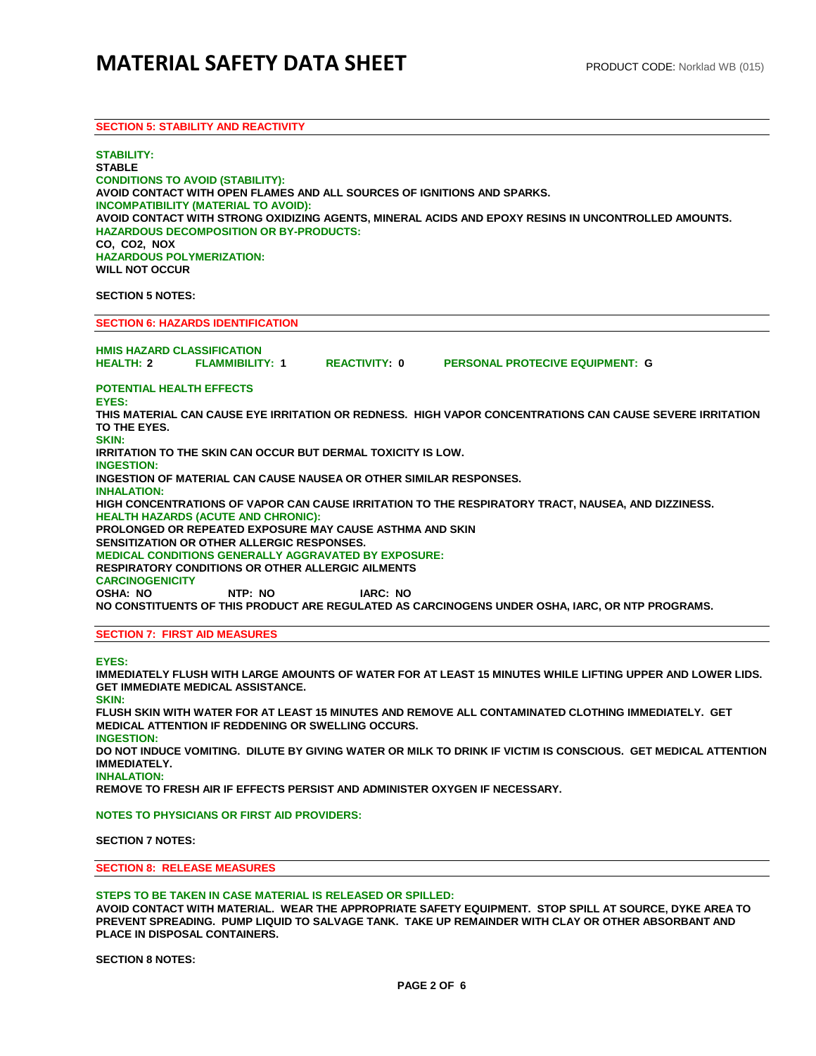## SECTION 5: STABILITY AND REACTIVITY

**STABILITY:**
**STABLE**
**CONDITIONS TO AVOID (STABILITY):**
**AVOID CONTACT WITH OPEN FLAMES AND ALL SOURCES OF IGNITIONS AND SPARKS.**
**INCOMPATIBILITY (MATERIAL TO AVOID):**
**AVOID CONTACT WITH STRONG OXIDIZING AGENTS, MINERAL ACIDS AND EPOXY RESINS IN UNCONTROLLED AMOUNTS.**
**HAZARDOUS DECOMPOSITION OR BY-PRODUCTS:**
**CO, $CO_2$, NOX**
**HAZARDOUS POLYMERIZATION:**
**WILL NOT OCCUR**

**SECTION 5 NOTES:**

## SECTION 6: HAZARDS IDENTIFICATION

**HMIS HAZARD CLASSIFICATION**
**HEALTH: 2 FLAMMIBILITY: 1 REACTIVITY: 0 PERSONAL PROTECIVE EQUIPMENT: G**

**POTENTIAL HEALTH EFFECTS**
**EYES:**
**THIS MATERIAL CAN CAUSE EYE IRRITATION OR REDNESS. HIGH VAPOR CONCENTRATIONS CAN CAUSE SEVERE IRRITATION TO THE EYES.**
**SKIN:**
**IRRITATION TO THE SKIN CAN OCCUR BUT DERMAL TOXICITY IS LOW.**
**INGESTION:**
**INGESTION OF MATERIAL CAN CAUSE NAUSEA OR OTHER SIMILAR RESPONSES.**
**INHALATION:**
**HIGH CONCENTRATIONS OF VAPOR CAN CAUSE IRRITATION TO THE RESPIRATORY TRACT, NAUSEA, AND DIZZINESS.**
**HEALTH HAZARDS (ACUTE AND CHRONIC):**
**PROLONGED OR REPEATED EXPOSURE MAY CAUSE ASTHMA AND SKIN SENSITIZATION OR OTHER ALLERGIC RESPONSES.**
**MEDICAL CONDITIONS GENERALLY AGGRAVATED BY EXPOSURE:**
**RESPIRATORY CONDITIONS OR OTHER ALLERGIC AILMENTS**
**CARCINOGENICITY**
**OSHA: NO NTP: NO IARC: NO**
**NO CONSTITUENTS OF THIS PRODUCT ARE REGULATED AS CARCINOGENS UNDER OSHA, IARC, OR NTP PROGRAMS.**

## SECTION 7: FIRST AID MEASURES

**EYES:**
**IMMEDIATELY FLUSH WITH LARGE AMOUNTS OF WATER FOR AT LEAST 15 MINUTES WHILE LIFTING UPPER AND LOWER LIDS. GET IMMEDIATE MEDICAL ASSISTANCE.**
**SKIN:**
**FLUSH SKIN WITH WATER FOR AT LEAST 15 MINUTES AND REMOVE ALL CONTAMINATED CLOTHING IMMEDIATELY. GET MEDICAL ATTENTION IF REDDENING OR SWELLING OCCURS.**
**INGESTION:**
**DO NOT INDUCE VOMITING. DILUTE BY GIVING WATER OR MILK TO DRINK IF VICTIM IS CONSCIOUS. GET MEDICAL ATTENTION IMMEDIATELY.**
**INHALATION:**
**REMOVE TO FRESH AIR IF EFFECTS PERSIST AND ADMINISTER OXYGEN IF NECESSARY.**

**NOTES TO PHYSICIANS OR FIRST AID PROVIDERS:**

**SECTION 7 NOTES:**

## SECTION 8: RELEASE MEASURES

**STEPS TO BE TAKEN IN CASE MATERIAL IS RELEASED OR SPILLED:**
**AVOID CONTACT WITH MATERIAL. WEAR THE APPROPRIATE SAFETY EQUIPMENT. STOP SPILL AT SOURCE, DYKE AREA TO PREVENT SPREADING. PUMP LIQUID TO SALVAGE TANK. TAKE UP REMAINDER WITH CLAY OR OTHER ABSORBANT AND PLACE IN DISPOSAL CONTAINERS.**

**SECTION 8 NOTES:**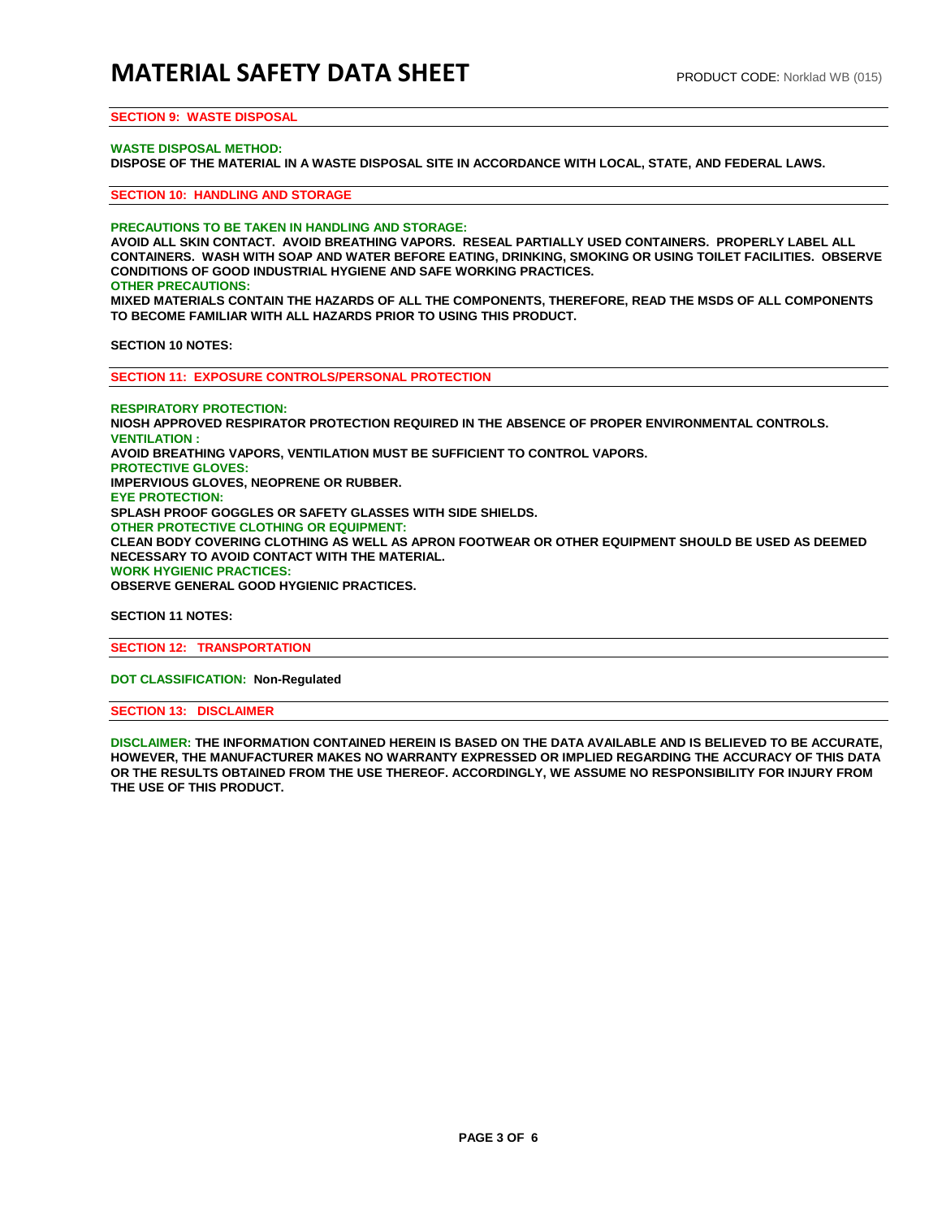## SECTION 9: WASTE DISPOSAL

**WASTE DISPOSAL METHOD:**
**DISPOSE OF THE MATERIAL IN A WASTE DISPOSAL SITE IN ACCORDANCE WITH LOCAL, STATE, AND FEDERAL LAWS.**

## SECTION 10: HANDLING AND STORAGE

**PRECAUTIONS TO BE TAKEN IN HANDLING AND STORAGE:**
**AVOID ALL SKIN CONTACT. AVOID BREATHING VAPORS. RESEAL PARTIALLY USED CONTAINERS. PROPERLY LABEL ALL CONTAINERS. WASH WITH SOAP AND WATER BEFORE EATING, DRINKING, SMOKING OR USING TOILET FACILITIES. OBSERVE CONDITIONS OF GOOD INDUSTRIAL HYGIENE AND SAFE WORKING PRACTICES.**
**OTHER PRECAUTIONS:**
**MIXED MATERIALS CONTAIN THE HAZARDS OF ALL THE COMPONENTS, THEREFORE, READ THE MSDS OF ALL COMPONENTS TO BECOME FAMILIAR WITH ALL HAZARDS PRIOR TO USING THIS PRODUCT.**

**SECTION 10 NOTES:**

## SECTION 11: EXPOSURE CONTROLS/PERSONAL PROTECTION

**RESPIRATORY PROTECTION:**
**NIOSH APPROVED RESPIRATOR PROTECTION REQUIRED IN THE ABSENCE OF PROPER ENVIRONMENTAL CONTROLS.**
**VENTILATION :**
**AVOID BREATHING VAPORS, VENTILATION MUST BE SUFFICIENT TO CONTROL VAPORS.**
**PROTECTIVE GLOVES:**
**IMPERVIOUS GLOVES, NEOPRENE OR RUBBER.**
**EYE PROTECTION:**
**SPLASH PROOF GOGGLES OR SAFETY GLASSES WITH SIDE SHIELDS.**
**OTHER PROTECTIVE CLOTHING OR EQUIPMENT:**
**CLEAN BODY COVERING CLOTHING AS WELL AS APRON FOOTWEAR OR OTHER EQUIPMENT SHOULD BE USED AS DEEMED NECESSARY TO AVOID CONTACT WITH THE MATERIAL.**
**WORK HYGIENIC PRACTICES:**
**OBSERVE GENERAL GOOD HYGIENIC PRACTICES.**

**SECTION 11 NOTES:**

## SECTION 12: TRANSPORTATION

**DOT CLASSIFICATION: Non-Regulated**

## SECTION 13: DISCLAIMER

**DISCLAIMER: THE INFORMATION CONTAINED HEREIN IS BASED ON THE DATA AVAILABLE AND IS BELIEVED TO BE ACCURATE, HOWEVER, THE MANUFACTURER MAKES NO WARRANTY EXPRESSED OR IMPLIED REGARDING THE ACCURACY OF THIS DATA OR THE RESULTS OBTAINED FROM THE USE THEREOF. ACCORDINGLY, WE ASSUME NO RESPONSIBILITY FOR INJURY FROM THE USE OF THIS PRODUCT.**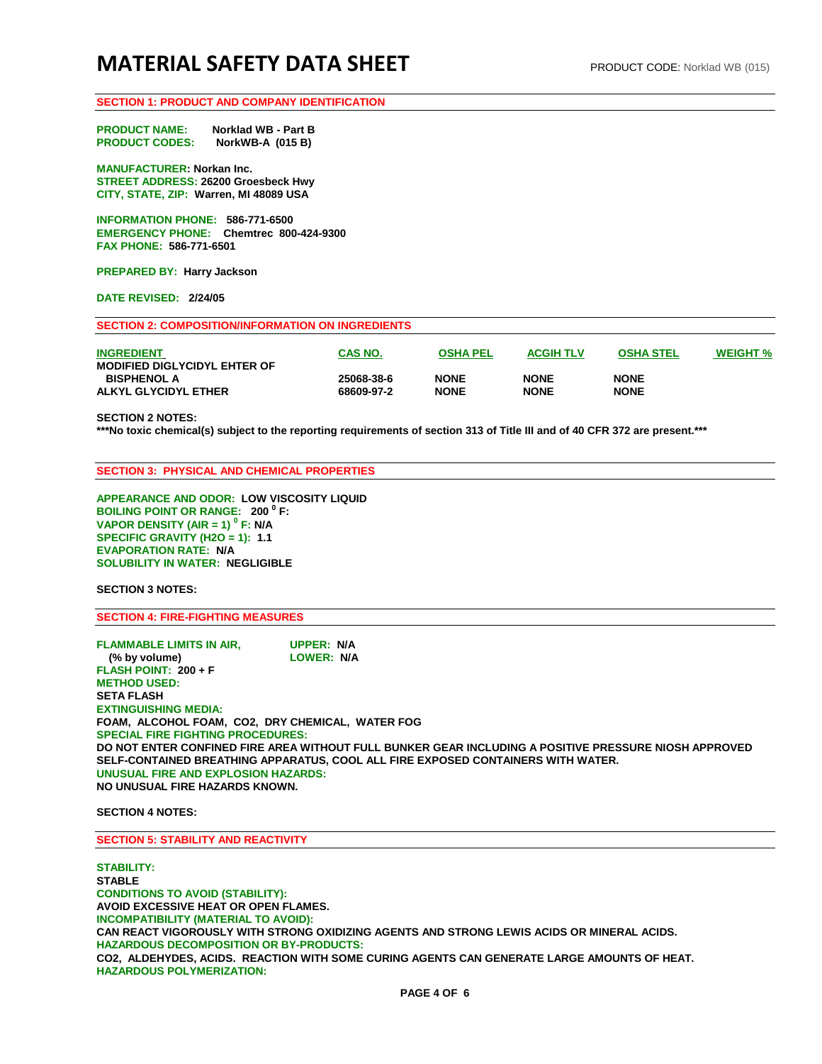# MATERIAL SAFETY DATA SHEET

PRODUCT CODE: Norklad WB (015)

## SECTION 1: PRODUCT AND COMPANY IDENTIFICATION

**PRODUCT NAME:** Norklad WB - Part B
**PRODUCT CODES:** NorkWB-A (015 B)

**MANUFACTURER:** Norkan Inc.
**STREET ADDRESS:** 26200 Groesbeck Hwy
**CITY, STATE, ZIP:** Warren, MI 48089 USA

**INFORMATION PHONE:** 586-771-6500
**EMERGENCY PHONE:** Chemtrec 800-424-9300
**FAX PHONE:** 586-771-6501

**PREPARED BY:** Harry Jackson

**DATE REVISED:** 2/24/05

## SECTION 2: COMPOSITION/INFORMATION ON INGREDIENTS

| INGREDIENT | CAS NO. | OSHA PEL | ACGIH TLV | OSHA STEL | WEIGHT % |
|---|---|---|---|---|---|
| MODIFIED DIGLYCIDYL EHTER OF BISPHENOL A | 25068-38-6 | NONE | NONE | NONE | |
| ALKYL GLYCIDYL ETHER | 68609-97-2 | NONE | NONE | NONE | |

**SECTION 2 NOTES:**
***No toxic chemical(s) subject to the reporting requirements of section 313 of Title III and of 40 CFR 372 are present.***

## SECTION 3: PHYSICAL AND CHEMICAL PROPERTIES

**APPEARANCE AND ODOR:** LOW VISCOSITY LIQUID
**BOILING POINT OR RANGE:** 200 $^{0}$ F:
**VAPOR DENSITY (AIR = 1) $^{0}$ F:** N/A
**SPECIFIC GRAVITY (H2O = 1):** 1.1
**EVAPORATION RATE:** N/A
**SOLUBILITY IN WATER:** NEGLIGIBLE

**SECTION 3 NOTES:**

## SECTION 4: FIRE-FIGHTING MEASURES

**FLAMMABLE LIMITS IN AIR, (% by volume)** UPPER: N/A LOWER: N/A
**FLASH POINT:** 200 + F
**METHOD USED:**
SETA FLASH
**EXTINGUISHING MEDIA:**
FOAM, ALCOHOL FOAM, $CO_2$, DRY CHEMICAL, WATER FOG
**SPECIAL FIRE FIGHTING PROCEDURES:**
DO NOT ENTER CONFINED FIRE AREA WITHOUT FULL BUNKER GEAR INCLUDING A POSITIVE PRESSURE NIOSH APPROVED SELF-CONTAINED BREATHING APPARATUS, COOL ALL FIRE EXPOSED CONTAINERS WITH WATER.
**UNUSUAL FIRE AND EXPLOSION HAZARDS:**
NO UNUSUAL FIRE HAZARDS KNOWN.

**SECTION 4 NOTES:**

## SECTION 5: STABILITY AND REACTIVITY

**STABILITY:**
STABLE
**CONDITIONS TO AVOID (STABILITY):**
AVOID EXCESSIVE HEAT OR OPEN FLAMES.
**INCOMPATIBILITY (MATERIAL TO AVOID):**
CAN REACT VIGOROUSLY WITH STRONG OXIDIZING AGENTS AND STRONG LEWIS ACIDS OR MINERAL ACIDS.
**HAZARDOUS DECOMPOSITION OR BY-PRODUCTS:**
$CO_2$, ALDEHYDES, ACIDS. REACTION WITH SOME CURING AGENTS CAN GENERATE LARGE AMOUNTS OF HEAT.
**HAZARDOUS POLYMERIZATION:**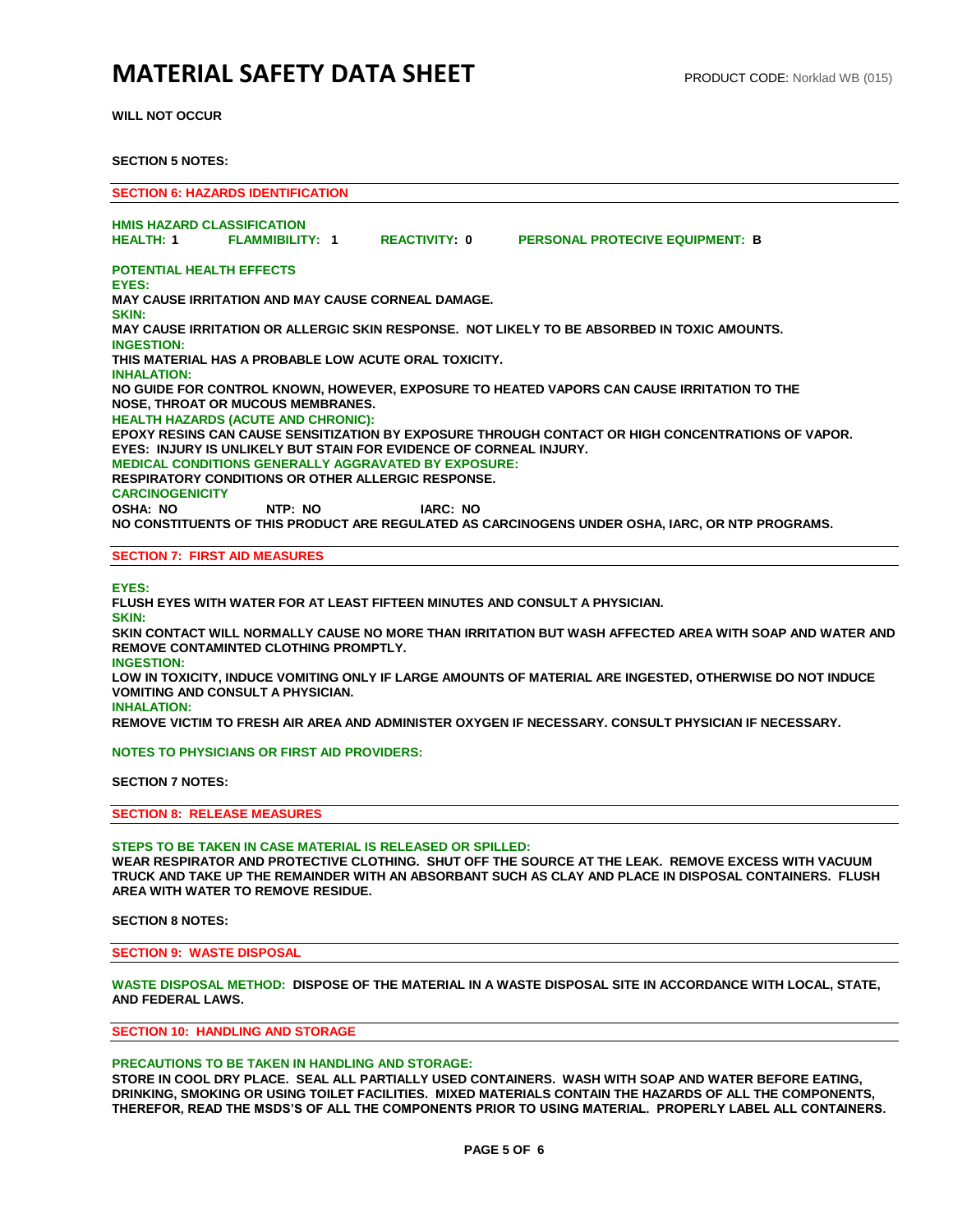**WILL NOT OCCUR**

**SECTION 5 NOTES:**

## SECTION 6: HAZARDS IDENTIFICATION

**HMIS HAZARD CLASSIFICATION**

**HEALTH: 1 FLAMMIBILITY: 1 REACTIVITY: 0 PERSONAL PROTECIVE EQUIPMENT: B**

**POTENTIAL HEALTH EFFECTS**

**EYES:**

MAY CAUSE IRRITATION AND MAY CAUSE CORNEAL DAMAGE.

**SKIN:**

MAY CAUSE IRRITATION OR ALLERGIC SKIN RESPONSE. NOT LIKELY TO BE ABSORBED IN TOXIC AMOUNTS.

**INGESTION:**

THIS MATERIAL HAS A PROBABLE LOW ACUTE ORAL TOXICITY.

**INHALATION:**

NO GUIDE FOR CONTROL KNOWN, HOWEVER, EXPOSURE TO HEATED VAPORS CAN CAUSE IRRITATION TO THE NOSE, THROAT OR MUCOUS MEMBRANES.

**HEALTH HAZARDS (ACUTE AND CHRONIC):**

EPOXY RESINS CAN CAUSE SENSITIZATION BY EXPOSURE THROUGH CONTACT OR HIGH CONCENTRATIONS OF VAPOR.
EYES: INJURY IS UNLIKELY BUT STAIN FOR EVIDENCE OF CORNEAL INJURY.

**MEDICAL CONDITIONS GENERALLY AGGRAVATED BY EXPOSURE:**

RESPIRATORY CONDITIONS OR OTHER ALLERGIC RESPONSE.

**CARCINOGENICITY**

OSHA: NO NTP: NO IARC: NO

NO CONSTITUENTS OF THIS PRODUCT ARE REGULATED AS CARCINOGENS UNDER OSHA, IARC, OR NTP PROGRAMS.

## SECTION 7: FIRST AID MEASURES

**EYES:**

FLUSH EYES WITH WATER FOR AT LEAST FIFTEEN MINUTES AND CONSULT A PHYSICIAN.

**SKIN:**

SKIN CONTACT WILL NORMALLY CAUSE NO MORE THAN IRRITATION BUT WASH AFFECTED AREA WITH SOAP AND WATER AND REMOVE CONTAMINTED CLOTHING PROMPTLY.

**INGESTION:**

LOW IN TOXICITY, INDUCE VOMITING ONLY IF LARGE AMOUNTS OF MATERIAL ARE INGESTED, OTHERWISE DO NOT INDUCE VOMITING AND CONSULT A PHYSICIAN.

**INHALATION:**

REMOVE VICTIM TO FRESH AIR AREA AND ADMINISTER OXYGEN IF NECESSARY. CONSULT PHYSICIAN IF NECESSARY.

**NOTES TO PHYSICIANS OR FIRST AID PROVIDERS:**

**SECTION 7 NOTES:**

## SECTION 8: RELEASE MEASURES

**STEPS TO BE TAKEN IN CASE MATERIAL IS RELEASED OR SPILLED:**

WEAR RESPIRATOR AND PROTECTIVE CLOTHING. SHUT OFF THE SOURCE AT THE LEAK. REMOVE EXCESS WITH VACUUM TRUCK AND TAKE UP THE REMAINDER WITH AN ABSORBANT SUCH AS CLAY AND PLACE IN DISPOSAL CONTAINERS. FLUSH AREA WITH WATER TO REMOVE RESIDUE.

**SECTION 8 NOTES:**

## SECTION 9: WASTE DISPOSAL

**WASTE DISPOSAL METHOD:** DISPOSE OF THE MATERIAL IN A WASTE DISPOSAL SITE IN ACCORDANCE WITH LOCAL, STATE, AND FEDERAL LAWS.

## SECTION 10: HANDLING AND STORAGE

**PRECAUTIONS TO BE TAKEN IN HANDLING AND STORAGE:**

STORE IN COOL DRY PLACE. SEAL ALL PARTIALLY USED CONTAINERS. WASH WITH SOAP AND WATER BEFORE EATING, DRINKING, SMOKING OR USING TOILET FACILITIES. MIXED MATERIALS CONTAIN THE HAZARDS OF ALL THE COMPONENTS, THEREFOR, READ THE MSDS'S OF ALL THE COMPONENTS PRIOR TO USING MATERIAL. PROPERLY LABEL ALL CONTAINERS.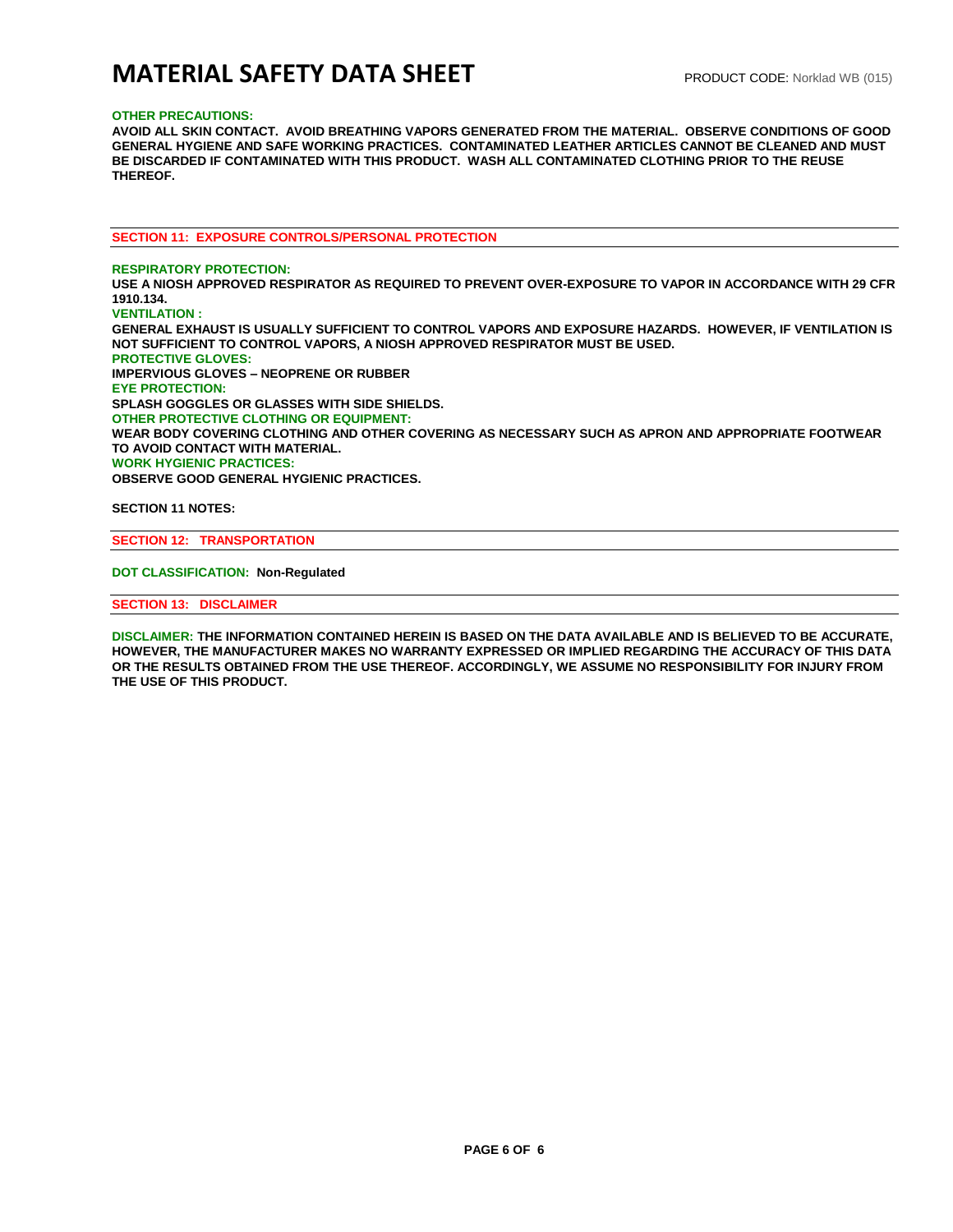**OTHER PRECAUTIONS:**

**AVOID ALL SKIN CONTACT. AVOID BREATHING VAPORS GENERATED FROM THE MATERIAL. OBSERVE CONDITIONS OF GOOD GENERAL HYGIENE AND SAFE WORKING PRACTICES. CONTAMINATED LEATHER ARTICLES CANNOT BE CLEANED AND MUST BE DISCARDED IF CONTAMINATED WITH THIS PRODUCT. WASH ALL CONTAMINATED CLOTHING PRIOR TO THE REUSE THEREOF.**

## SECTION 11: EXPOSURE CONTROLS/PERSONAL PROTECTION

**RESPIRATORY PROTECTION:**

**USE A NIOSH APPROVED RESPIRATOR AS REQUIRED TO PREVENT OVER-EXPOSURE TO VAPOR IN ACCORDANCE WITH 29 CFR 1910.134.**

**VENTILATION :**

**GENERAL EXHAUST IS USUALLY SUFFICIENT TO CONTROL VAPORS AND EXPOSURE HAZARDS. HOWEVER, IF VENTILATION IS NOT SUFFICIENT TO CONTROL VAPORS, A NIOSH APPROVED RESPIRATOR MUST BE USED.**

**PROTECTIVE GLOVES:**

**IMPERVIOUS GLOVES – NEOPRENE OR RUBBER**

**EYE PROTECTION:**

**SPLASH GOGGLES OR GLASSES WITH SIDE SHIELDS.**

**OTHER PROTECTIVE CLOTHING OR EQUIPMENT:**

**WEAR BODY COVERING CLOTHING AND OTHER COVERING AS NECESSARY SUCH AS APRON AND APPROPRIATE FOOTWEAR TO AVOID CONTACT WITH MATERIAL.**

**WORK HYGIENIC PRACTICES:**

**OBSERVE GOOD GENERAL HYGIENIC PRACTICES.**

**SECTION 11 NOTES:**

## SECTION 12: TRANSPORTATION

**DOT CLASSIFICATION: Non-Regulated**

## SECTION 13: DISCLAIMER

**DISCLAIMER: THE INFORMATION CONTAINED HEREIN IS BASED ON THE DATA AVAILABLE AND IS BELIEVED TO BE ACCURATE, HOWEVER, THE MANUFACTURER MAKES NO WARRANTY EXPRESSED OR IMPLIED REGARDING THE ACCURACY OF THIS DATA OR THE RESULTS OBTAINED FROM THE USE THEREOF. ACCORDINGLY, WE ASSUME NO RESPONSIBILITY FOR INJURY FROM THE USE OF THIS PRODUCT.**